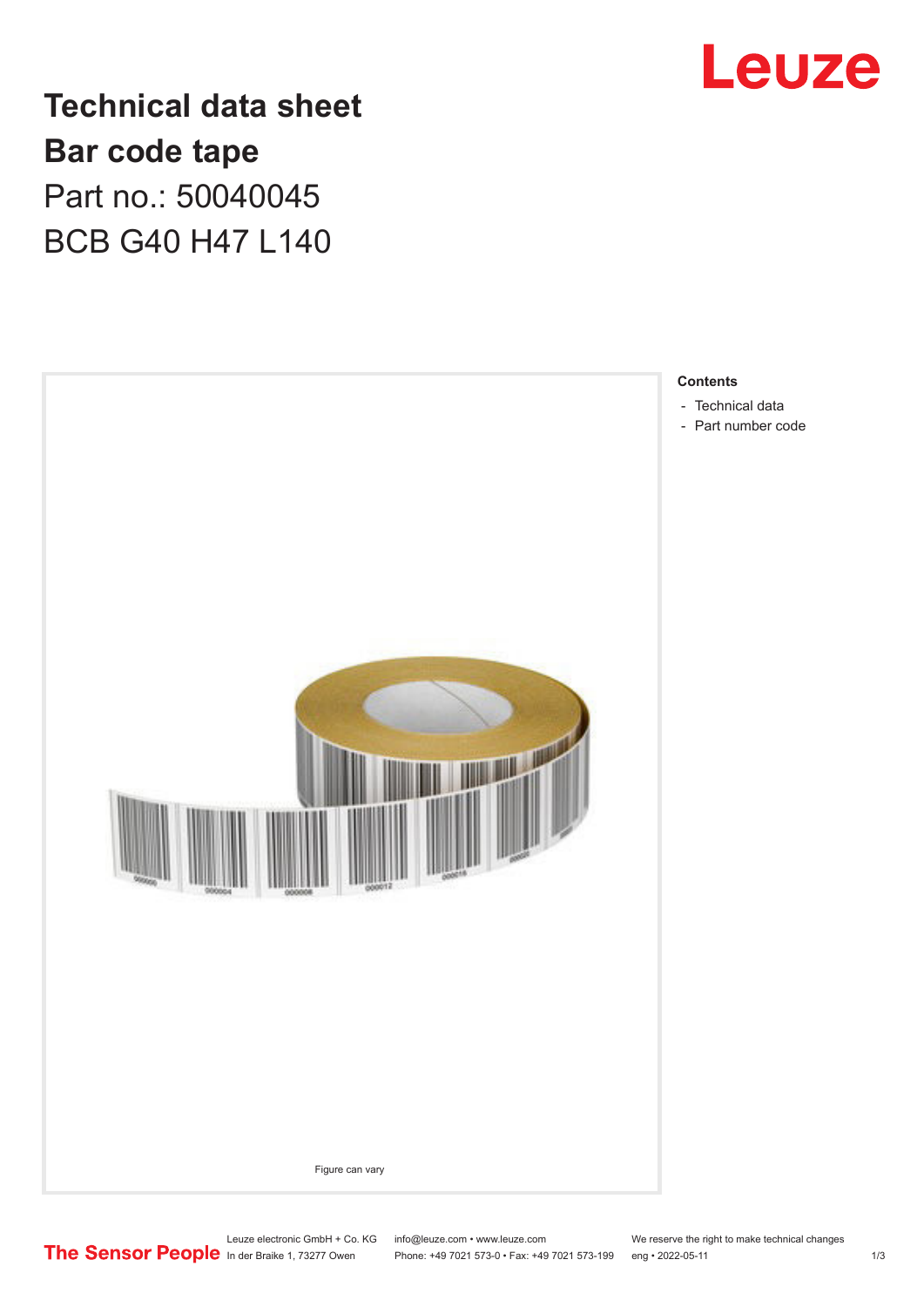# Technical data sheet
# Bar code tape
## Part no.: 50040045
## BCB G40 H47 L140

Figure can vary

**Contents**

- Technical data
- Part number code

Leuze electronic GmbH + Co. KG
In der Braike 1, 73277 Owen

info@leuze.com • www.leuze.com
Phone: +49 7021 573-0 • Fax: +49 7021 573-199

We reserve the right to make technical changes
eng • 2022-05-11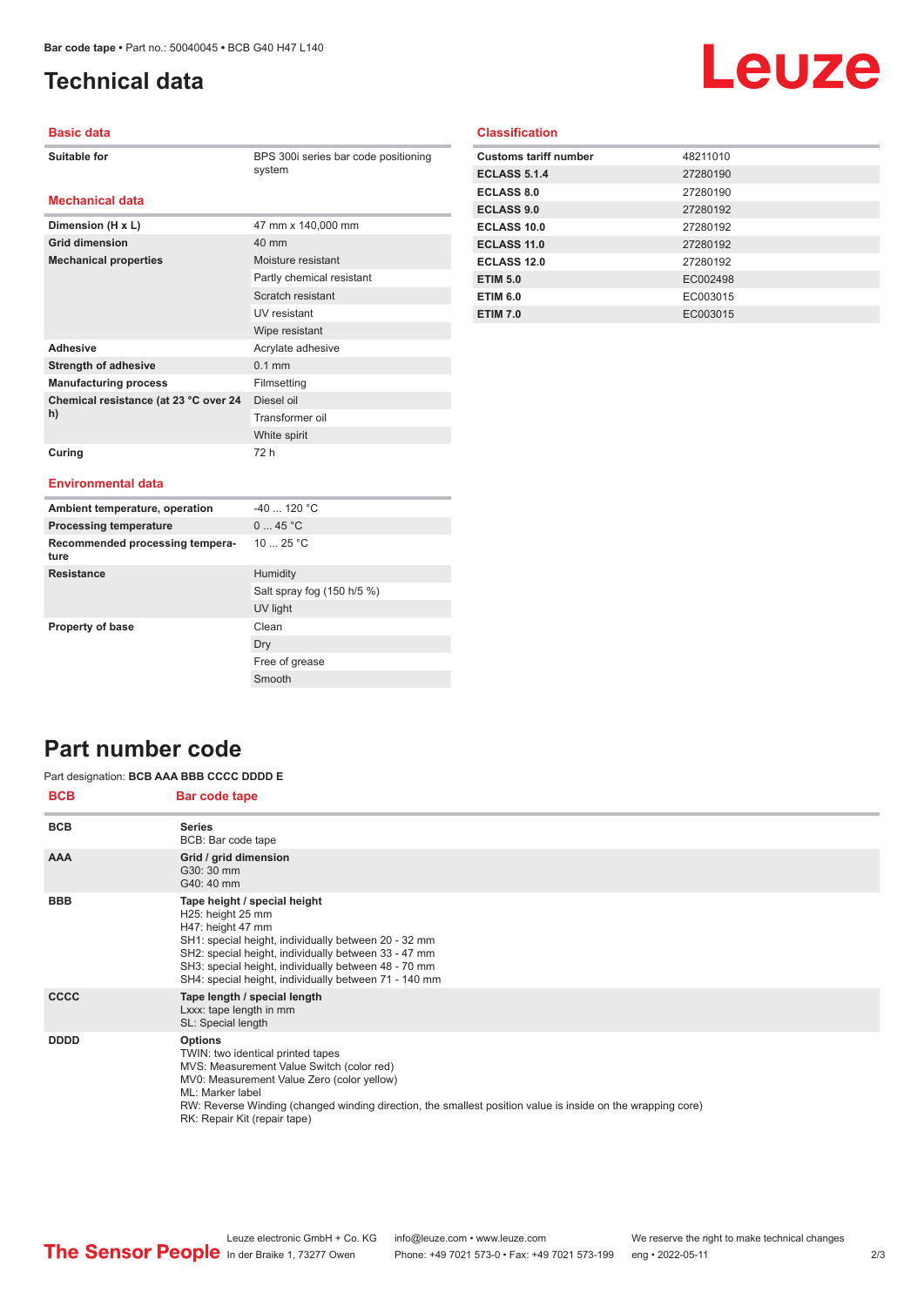# Technical data

## Basic data

| | |
|---|---|
| Suitable for | BPS 300i series bar code positioning system |

## Mechanical data

| | |
|---|---|
| Dimension (H x L) | 47 mm x 140,000 mm |
| Grid dimension | 40 mm |
| Mechanical properties | Moisture resistant |
| | Partly chemical resistant |
| | Scratch resistant |
| | UV resistant |
| | Wipe resistant |
| Adhesive | Acrylate adhesive |
| Strength of adhesive | 0.1 mm |
| Manufacturing process | Filmsetting |
| Chemical resistance (at 23 °C over 24 h) | Diesel oil |
| | Transformer oil |
| | White spirit |
| Curing | 72 h |

## Environmental data

| | |
|---|---|
| Ambient temperature, operation | -40 ... 120 °C |
| Processing temperature | 0 ... 45 °C |
| Recommended processing temperature | 10 ... 25 °C |
| Resistance | Humidity |
| | Salt spray fog (150 h/5 %) |
| | UV light |
| Property of base | Clean |
| | Dry |
| | Free of grease |
| | Smooth |

## Classification

| | |
|---|---|
| Customs tariff number | 48211010 |
| ECLASS 5.1.4 | 27280190 |
| ECLASS 8.0 | 27280190 |
| ECLASS 9.0 | 27280192 |
| ECLASS 10.0 | 27280192 |
| ECLASS 11.0 | 27280192 |
| ECLASS 12.0 | 27280192 |
| ETIM 5.0 | EC002498 |
| ETIM 6.0 | EC003015 |
| ETIM 7.0 | EC003015 |

# Part number code

Part designation: **BCB AAA BBB CCCC DDDD E**

| BCB | Bar code tape |
|---|---|
| BCB | **Series**<br>BCB: Bar code tape |
| AAA | **Grid / grid dimension**<br>G30: 30 mm<br>G40: 40 mm |
| BBB | **Tape height / special height**<br>H25: height 25 mm<br>H47: height 47 mm<br>SH1: special height, individually between 20 - 32 mm<br>SH2: special height, individually between 33 - 47 mm<br>SH3: special height, individually between 48 - 70 mm<br>SH4: special height, individually between 71 - 140 mm |
| CCCC | **Tape length / special length**<br>Lxxx: tape length in mm<br>SL: Special length |
| DDDD | **Options**<br>TWIN: two identical printed tapes<br>MVS: Measurement Value Switch (color red)<br>MV0: Measurement Value Zero (color yellow)<br>ML: Marker label<br>RW: Reverse Winding (changed winding direction, the smallest position value is inside on the wrapping core)<br>RK: Repair Kit (repair tape) |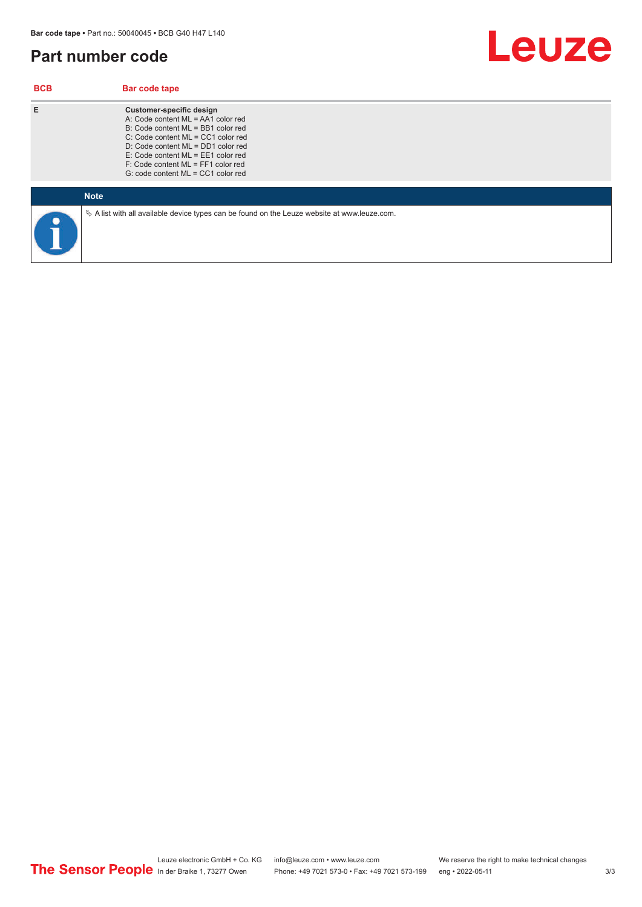## Part number code

| | |
|---|---|
| **BCB** | **Bar code tape** |
| **E** | **Customer-specific design**<br>A: Code content ML = AA1 color red<br>B: Code content ML = BB1 color red<br>C: Code content ML = CC1 color red<br>D: Code content ML = DD1 color red<br>E: Code content ML = EE1 color red<br>F: Code content ML = FF1 color red<br>G: code content ML = CC1 color red |

**Note**

↳ A list with all available device types can be found on the Leuze website at www.leuze.com.